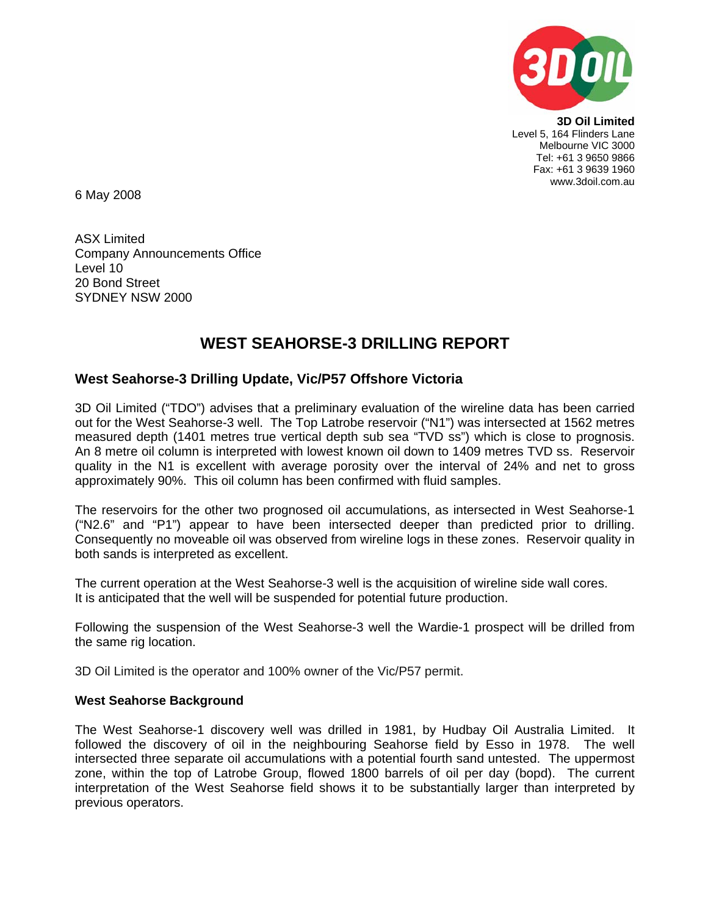**3D Oil Limited**
Level 5, 164 Flinders Lane
Melbourne VIC 3000
Tel: +61 3 9650 9866
Fax: +61 3 9639 1960
www.3doil.com.au

6 May 2008

ASX Limited
Company Announcements Office
Level 10
20 Bond Street
SYDNEY NSW 2000

# WEST SEAHORSE-3 DRILLING REPORT

## West Seahorse-3 Drilling Update, Vic/P57 Offshore Victoria

3D Oil Limited ("TDO") advises that a preliminary evaluation of the wireline data has been carried out for the West Seahorse-3 well. The Top Latrobe reservoir ("N1") was intersected at 1562 metres measured depth (1401 metres true vertical depth sub sea "TVD ss") which is close to prognosis. An 8 metre oil column is interpreted with lowest known oil down to 1409 metres TVD ss. Reservoir quality in the N1 is excellent with average porosity over the interval of 24% and net to gross approximately 90%. This oil column has been confirmed with fluid samples.

The reservoirs for the other two prognosed oil accumulations, as intersected in West Seahorse-1 ("N2.6" and "P1") appear to have been intersected deeper than predicted prior to drilling. Consequently no moveable oil was observed from wireline logs in these zones. Reservoir quality in both sands is interpreted as excellent.

The current operation at the West Seahorse-3 well is the acquisition of wireline side wall cores. It is anticipated that the well will be suspended for potential future production.

Following the suspension of the West Seahorse-3 well the Wardie-1 prospect will be drilled from the same rig location.

3D Oil Limited is the operator and 100% owner of the Vic/P57 permit.

### West Seahorse Background

The West Seahorse-1 discovery well was drilled in 1981, by Hudbay Oil Australia Limited. It followed the discovery of oil in the neighbouring Seahorse field by Esso in 1978. The well intersected three separate oil accumulations with a potential fourth sand untested. The uppermost zone, within the top of Latrobe Group, flowed 1800 barrels of oil per day (bopd). The current interpretation of the West Seahorse field shows it to be substantially larger than interpreted by previous operators.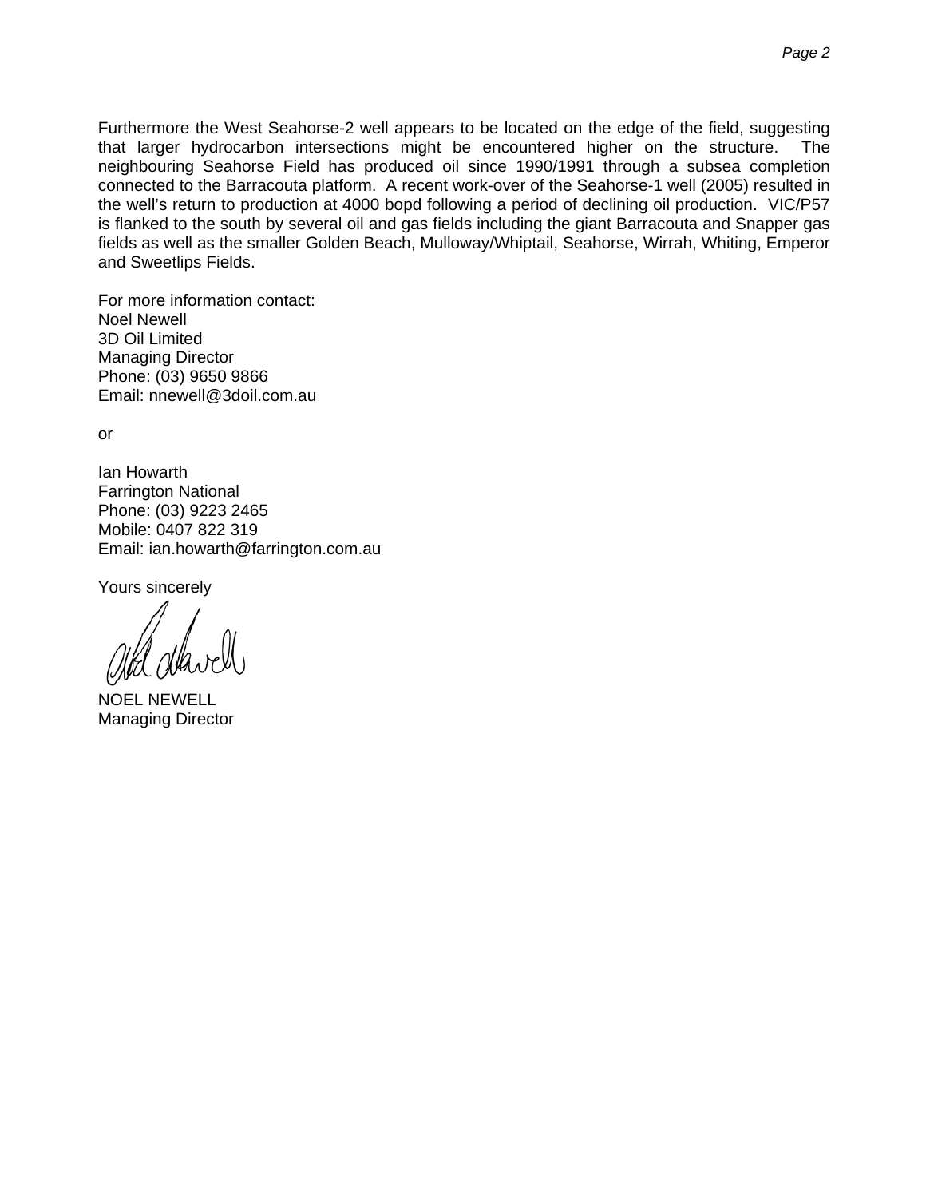Furthermore the West Seahorse-2 well appears to be located on the edge of the field, suggesting that larger hydrocarbon intersections might be encountered higher on the structure. The neighbouring Seahorse Field has produced oil since 1990/1991 through a subsea completion connected to the Barracouta platform. A recent work-over of the Seahorse-1 well (2005) resulted in the well's return to production at 4000 bopd following a period of declining oil production. VIC/P57 is flanked to the south by several oil and gas fields including the giant Barracouta and Snapper gas fields as well as the smaller Golden Beach, Mulloway/Whiptail, Seahorse, Wirrah, Whiting, Emperor and Sweetlips Fields.

For more information contact:
Noel Newell
3D Oil Limited
Managing Director
Phone: (03) 9650 9866
Email: nnewell@3doil.com.au

or

Ian Howarth
Farrington National
Phone: (03) 9223 2465
Mobile: 0407 822 319
Email: ian.howarth@farrington.com.au

Yours sincerely

NOEL NEWELL
Managing Director